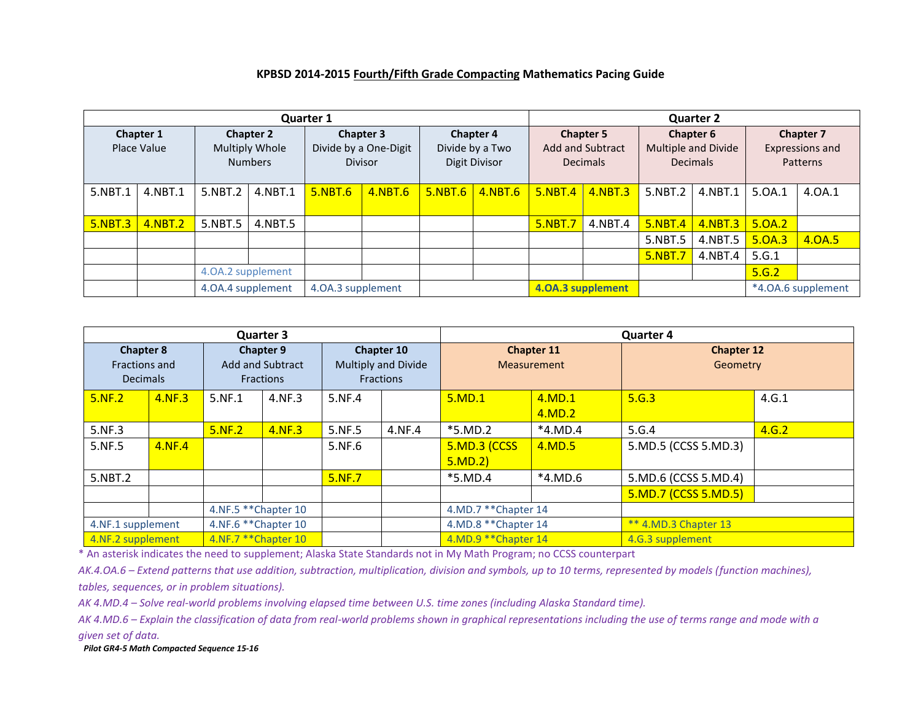# KPBSD 2014-2015 Fourth/Fifth Grade Compacting Mathematics Pacing Guide

| Quarter 1 | | | | | | | | Quarter 2 | | | | | |
|---|---|---|---|---|---|---|---|---|---|---|---|---|---|
| **Chapter 1** Place Value | | **Chapter 2** Multiply Whole Numbers | | **Chapter 3** Divide by a One-Digit Divisor | | **Chapter 4** Divide by a Two Digit Divisor | | **Chapter 5** Add and Subtract Decimals | | **Chapter 6** Multiple and Divide Decimals | | **Chapter 7** Expressions and Patterns | |
| 5.NBT.1 | 4.NBT.1 | 5.NBT.2 | 4.NBT.1 | 5.NBT.6 | 4.NBT.6 | 5.NBT.6 | 4.NBT.6 | 5.NBT.4 | 4.NBT.3 | 5.NBT.2 | 4.NBT.1 | 5.OA.1 | 4.OA.1 |
| 5.NBT.3 | 4.NBT.2 | 5.NBT.5 | 4.NBT.5 | | | | | 5.NBT.7 | 4.NBT.4 | 5.NBT.4 | 4.NBT.3 | 5.OA.2 | |
| | | | | | | | | | | 5.NBT.5 | 4.NBT.5 | 5.OA.3 | 4.OA.5 |
| | | | | | | | | | | 5.NBT.7 | 4.NBT.4 | 5.G.1 | |
| | | 4.OA.2 supplement | | | | | | | | | | 5.G.2 | |
| | | 4.OA.4 supplement | | 4.OA.3 supplement | | | | 4.OA.3 supplement | | | | *4.OA.6 supplement | |

| Quarter 3 | | | | | | Quarter 4 | | | |
|---|---|---|---|---|---|---|---|---|---|
| **Chapter 8** Fractions and Decimals | | **Chapter 9** Add and Subtract Fractions | | **Chapter 10** Multiply and Divide Fractions | | **Chapter 11** Measurement | | **Chapter 12** Geometry | |
| 5.NF.2 | 4.NF.3 | 5.NF.1 | 4.NF.3 | 5.NF.4 | | 5.MD.1 | 4.MD.1 4.MD.2 | 5.G.3 | 4.G.1 |
| 5.NF.3 | | 5.NF.2 | 4.NF.3 | 5.NF.5 | 4.NF.4 | *5.MD.2 | *4.MD.4 | 5.G.4 | 4.G.2 |
| 5.NF.5 | 4.NF.4 | | | 5.NF.6 | | 5.MD.3 (CCSS 5.MD.2) | 4.MD.5 | 5.MD.5 (CCSS 5.MD.3) | |
| 5.NBT.2 | | | | 5.NF.7 | | *5.MD.4 | *4.MD.6 | 5.MD.6 (CCSS 5.MD.4) | |
| | | | | | | | | 5.MD.7 (CCSS 5.MD.5) | |
| | | 4.NF.5 **Chapter 10 | | | | 4.MD.7 **Chapter 14 | | | |
| 4.NF.1 supplement | | 4.NF.6 **Chapter 10 | | | | 4.MD.8 **Chapter 14 | | ** 4.MD.3 Chapter 13 | |
| 4.NF.2 supplement | | 4.NF.7 **Chapter 10 | | | | 4.MD.9 **Chapter 14 | | 4.G.3 supplement | |

* An asterisk indicates the need to supplement; Alaska State Standards not in My Math Program; no CCSS counterpart

*AK.4.OA.6 – Extend patterns that use addition, subtraction, multiplication, division and symbols, up to 10 terms, represented by models (function machines), tables, sequences, or in problem situations).*

*AK 4.MD.4 – Solve real-world problems involving elapsed time between U.S. time zones (including Alaska Standard time).*

*AK 4.MD.6 – Explain the classification of data from real-world problems shown in graphical representations including the use of terms range and mode with a given set of data.*

***Pilot GR4-5 Math Compacted Sequence 15-16***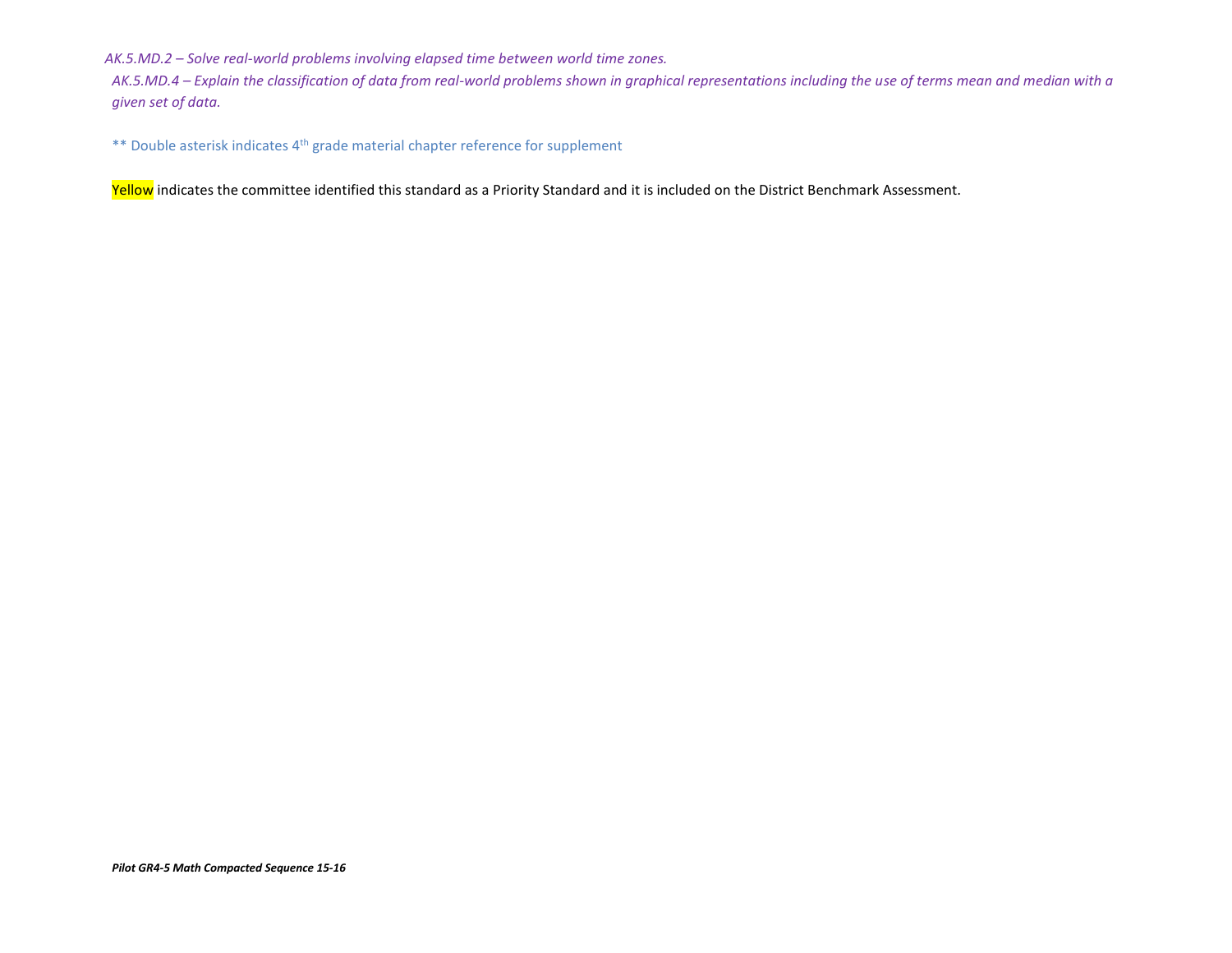*AK.5.MD.2 – Solve real-world problems involving elapsed time between world time zones.*

*AK.5.MD.4 – Explain the classification of data from real-world problems shown in graphical representations including the use of terms mean and median with a given set of data.*

** Double asterisk indicates 4th grade material chapter reference for supplement

Yellow indicates the committee identified this standard as a Priority Standard and it is included on the District Benchmark Assessment.